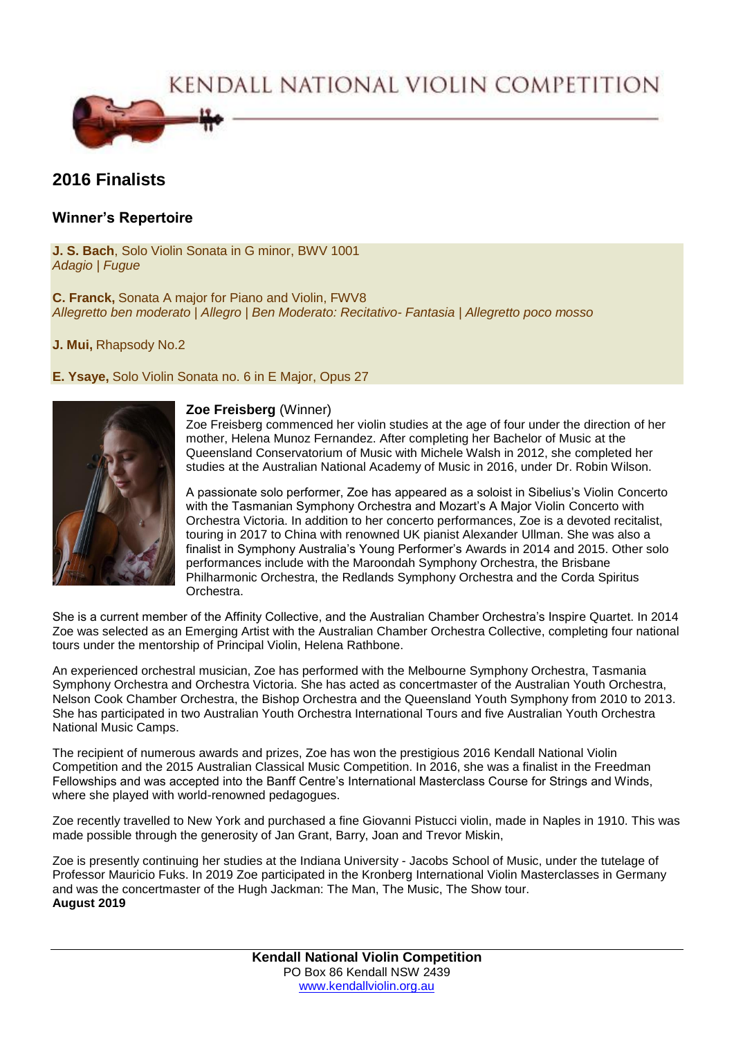KENDALL NATIONAL VIOLIN COMPETITION

## 2016 Finalists

### Winner's Repertoire

**J. S. Bach**, Solo Violin Sonata in G minor, BWV 1001
*Adagio | Fugue*

**C. Franck,** Sonata A major for Piano and Violin, FWV8
*Allegretto ben moderato | Allegro | Ben Moderato: Recitativo- Fantasia | Allegretto poco mosso*

**J. Mui,** Rhapsody No.2

**E. Ysaye,** Solo Violin Sonata no. 6 in E Major, Opus 27

**Zoe Freisberg** (Winner)
Zoe Freisberg commenced her violin studies at the age of four under the direction of her mother, Helena Munoz Fernandez. After completing her Bachelor of Music at the Queensland Conservatorium of Music with Michele Walsh in 2012, she completed her studies at the Australian National Academy of Music in 2016, under Dr. Robin Wilson.

A passionate solo performer, Zoe has appeared as a soloist in Sibelius's Violin Concerto with the Tasmanian Symphony Orchestra and Mozart's A Major Violin Concerto with Orchestra Victoria. In addition to her concerto performances, Zoe is a devoted recitalist, touring in 2017 to China with renowned UK pianist Alexander Ullman. She was also a finalist in Symphony Australia's Young Performer's Awards in 2014 and 2015. Other solo performances include with the Maroondah Symphony Orchestra, the Brisbane Philharmonic Orchestra, the Redlands Symphony Orchestra and the Corda Spiritus Orchestra.

She is a current member of the Affinity Collective, and the Australian Chamber Orchestra's Inspire Quartet. In 2014 Zoe was selected as an Emerging Artist with the Australian Chamber Orchestra Collective, completing four national tours under the mentorship of Principal Violin, Helena Rathbone.

An experienced orchestral musician, Zoe has performed with the Melbourne Symphony Orchestra, Tasmania Symphony Orchestra and Orchestra Victoria. She has acted as concertmaster of the Australian Youth Orchestra, Nelson Cook Chamber Orchestra, the Bishop Orchestra and the Queensland Youth Symphony from 2010 to 2013. She has participated in two Australian Youth Orchestra International Tours and five Australian Youth Orchestra National Music Camps.

The recipient of numerous awards and prizes, Zoe has won the prestigious 2016 Kendall National Violin Competition and the 2015 Australian Classical Music Competition. In 2016, she was a finalist in the Freedman Fellowships and was accepted into the Banff Centre's International Masterclass Course for Strings and Winds, where she played with world-renowned pedagogues.

Zoe recently travelled to New York and purchased a fine Giovanni Pistucci violin, made in Naples in 1910. This was made possible through the generosity of Jan Grant, Barry, Joan and Trevor Miskin,

Zoe is presently continuing her studies at the Indiana University - Jacobs School of Music, under the tutelage of Professor Mauricio Fuks. In 2019 Zoe participated in the Kronberg International Violin Masterclasses in Germany and was the concertmaster of the Hugh Jackman: The Man, The Music, The Show tour.
**August 2019**

**Kendall National Violin Competition**
PO Box 86 Kendall NSW 2439
www.kendallviolin.org.au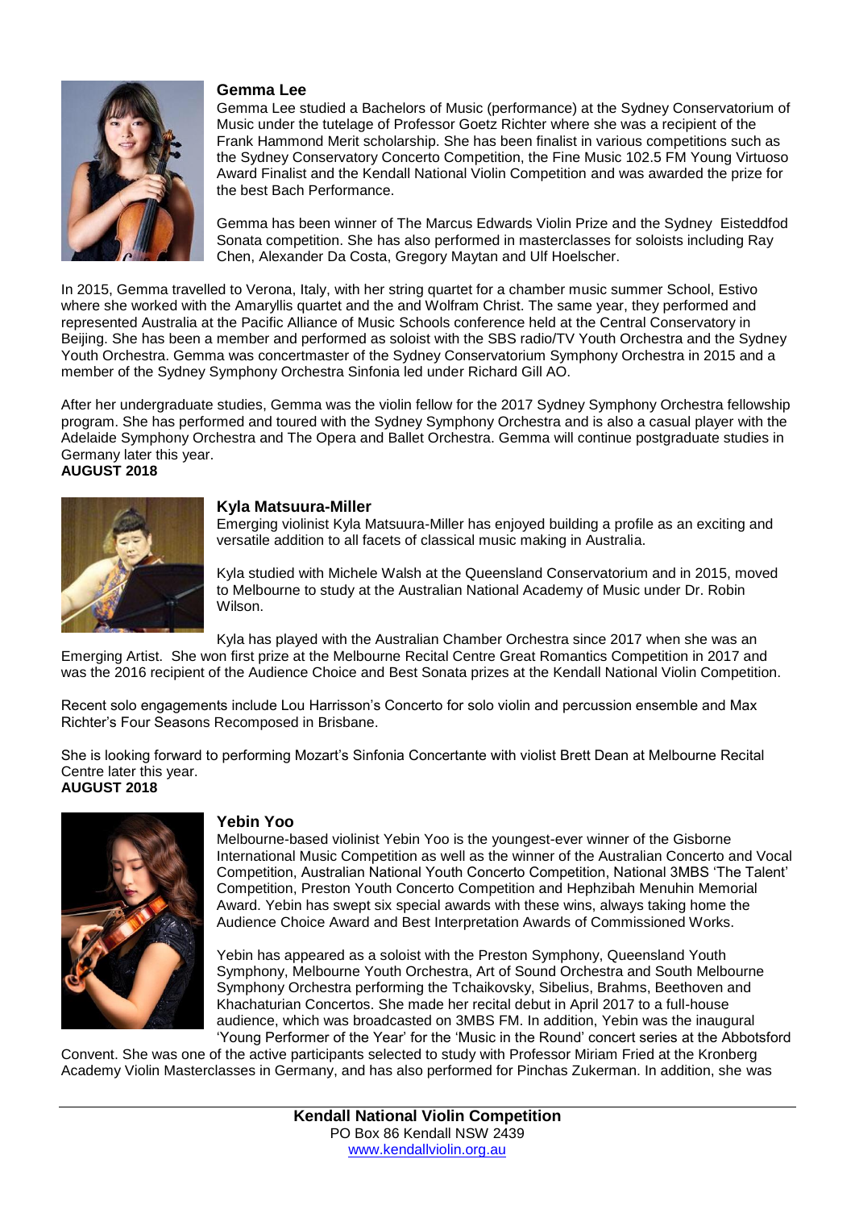### Gemma Lee

Gemma Lee studied a Bachelors of Music (performance) at the Sydney Conservatorium of Music under the tutelage of Professor Goetz Richter where she was a recipient of the Frank Hammond Merit scholarship. She has been finalist in various competitions such as the Sydney Conservatory Concerto Competition, the Fine Music 102.5 FM Young Virtuoso Award Finalist and the Kendall National Violin Competition and was awarded the prize for the best Bach Performance.

Gemma has been winner of The Marcus Edwards Violin Prize and the Sydney Eisteddfod Sonata competition. She has also performed in masterclasses for soloists including Ray Chen, Alexander Da Costa, Gregory Maytan and Ulf Hoelscher.

In 2015, Gemma travelled to Verona, Italy, with her string quartet for a chamber music summer School, Estivo where she worked with the Amaryllis quartet and the and Wolfram Christ. The same year, they performed and represented Australia at the Pacific Alliance of Music Schools conference held at the Central Conservatory in Beijing. She has been a member and performed as soloist with the SBS radio/TV Youth Orchestra and the Sydney Youth Orchestra. Gemma was concertmaster of the Sydney Conservatorium Symphony Orchestra in 2015 and a member of the Sydney Symphony Orchestra Sinfonia led under Richard Gill AO.

After her undergraduate studies, Gemma was the violin fellow for the 2017 Sydney Symphony Orchestra fellowship program. She has performed and toured with the Sydney Symphony Orchestra and is also a casual player with the Adelaide Symphony Orchestra and The Opera and Ballet Orchestra. Gemma will continue postgraduate studies in Germany later this year.

**AUGUST 2018**

### Kyla Matsuura-Miller

Emerging violinist Kyla Matsuura-Miller has enjoyed building a profile as an exciting and versatile addition to all facets of classical music making in Australia.

Kyla studied with Michele Walsh at the Queensland Conservatorium and in 2015, moved to Melbourne to study at the Australian National Academy of Music under Dr. Robin Wilson.

Kyla has played with the Australian Chamber Orchestra since 2017 when she was an Emerging Artist. She won first prize at the Melbourne Recital Centre Great Romantics Competition in 2017 and was the 2016 recipient of the Audience Choice and Best Sonata prizes at the Kendall National Violin Competition.

Recent solo engagements include Lou Harrisson's Concerto for solo violin and percussion ensemble and Max Richter's Four Seasons Recomposed in Brisbane.

She is looking forward to performing Mozart's Sinfonia Concertante with violist Brett Dean at Melbourne Recital Centre later this year.

**AUGUST 2018**

### Yebin Yoo

Melbourne-based violinist Yebin Yoo is the youngest-ever winner of the Gisborne International Music Competition as well as the winner of the Australian Concerto and Vocal Competition, Australian National Youth Concerto Competition, National 3MBS 'The Talent' Competition, Preston Youth Concerto Competition and Hephzibah Menuhin Memorial Award. Yebin has swept six special awards with these wins, always taking home the Audience Choice Award and Best Interpretation Awards of Commissioned Works.

Yebin has appeared as a soloist with the Preston Symphony, Queensland Youth Symphony, Melbourne Youth Orchestra, Art of Sound Orchestra and South Melbourne Symphony Orchestra performing the Tchaikovsky, Sibelius, Brahms, Beethoven and Khachaturian Concertos. She made her recital debut in April 2017 to a full-house audience, which was broadcasted on 3MBS FM. In addition, Yebin was the inaugural 'Young Performer of the Year' for the 'Music in the Round' concert series at the Abbotsford Convent. She was one of the active participants selected to study with Professor Miriam Fried at the Kronberg Academy Violin Masterclasses in Germany, and has also performed for Pinchas Zukerman. In addition, she was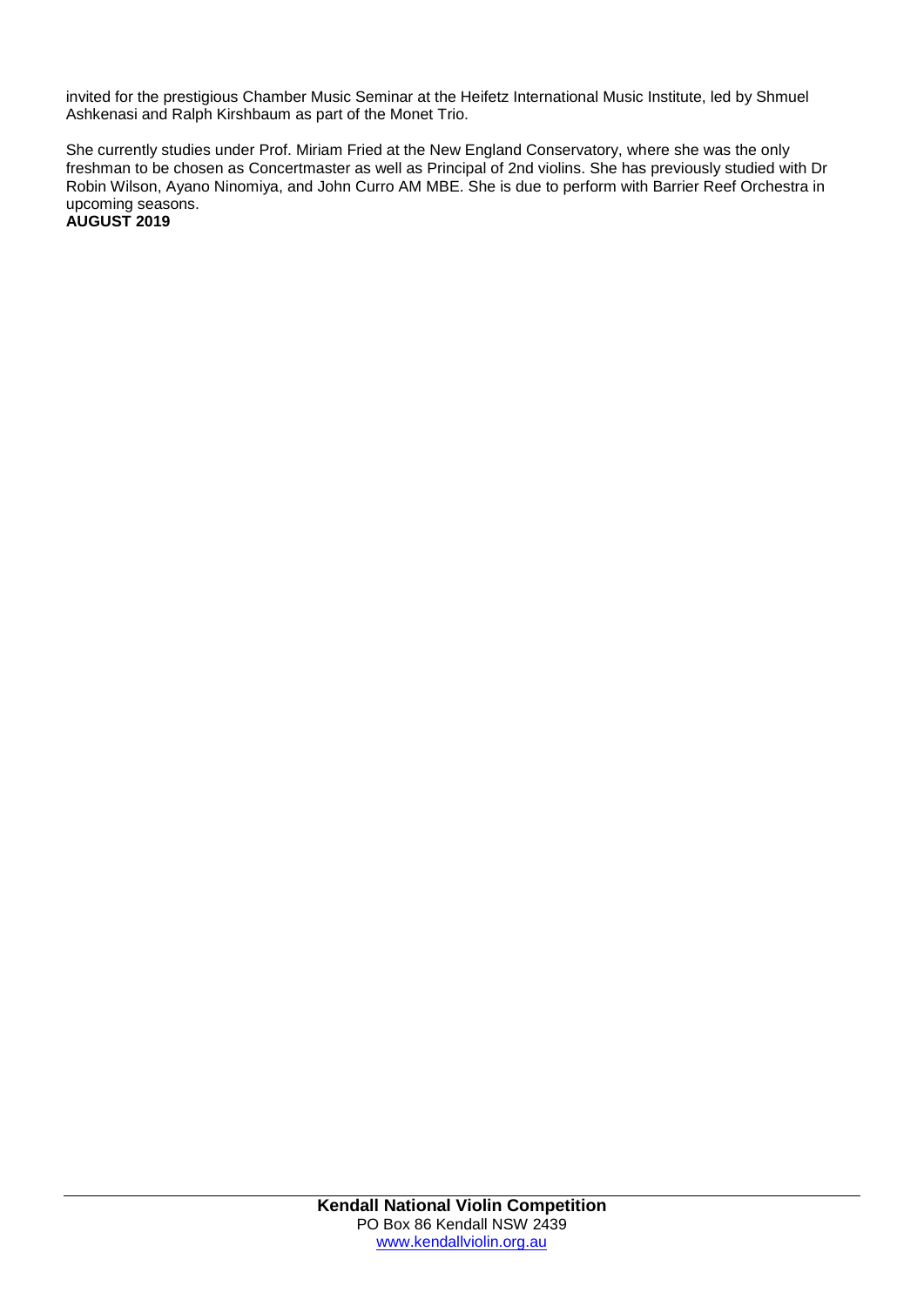invited for the prestigious Chamber Music Seminar at the Heifetz International Music Institute, led by Shmuel Ashkenasi and Ralph Kirshbaum as part of the Monet Trio.

She currently studies under Prof. Miriam Fried at the New England Conservatory, where she was the only freshman to be chosen as Concertmaster as well as Principal of 2nd violins. She has previously studied with Dr Robin Wilson, Ayano Ninomiya, and John Curro AM MBE. She is due to perform with Barrier Reef Orchestra in upcoming seasons.

**AUGUST 2019**